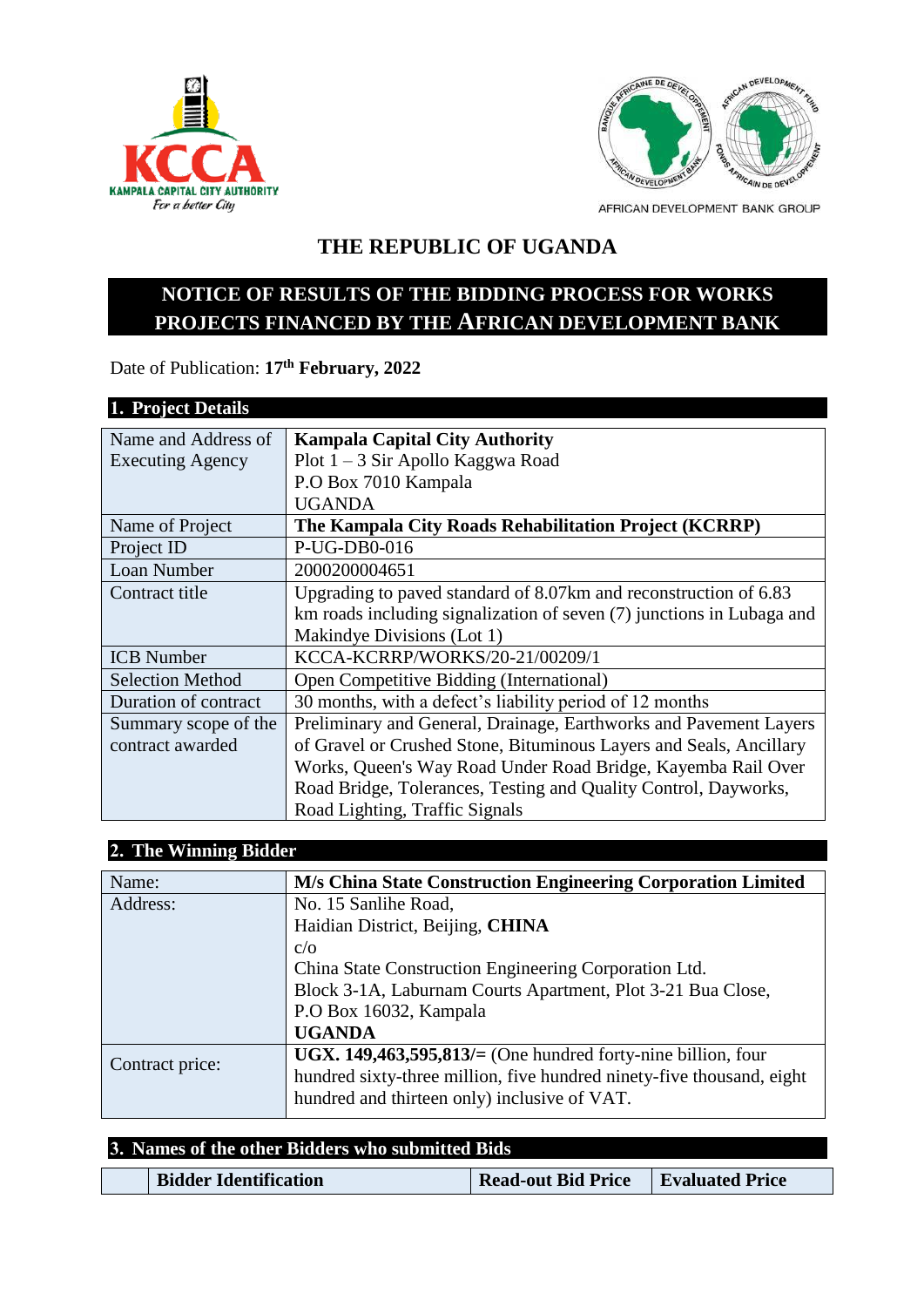KCCA
KAMPALA CAPITAL CITY AUTHORITY
*For a better City*

AFRICAN DEVELOPMENT BANK GROUP

# THE REPUBLIC OF UGANDA

## NOTICE OF RESULTS OF THE BIDDING PROCESS FOR WORKS PROJECTS FINANCED BY THE AFRICAN DEVELOPMENT BANK

Date of Publication: **17th February, 2022**

### 1. Project Details

| | |
|---|---|
| Name and Address of Executing Agency | **Kampala Capital City Authority**<br>Plot 1 – 3 Sir Apollo Kaggwa Road<br>P.O Box 7010 Kampala<br>UGANDA |
| Name of Project | **The Kampala City Roads Rehabilitation Project (KCRRP)** |
| Project ID | P-UG-DB0-016 |
| Loan Number | 2000200004651 |
| Contract title | Upgrading to paved standard of 8.07km and reconstruction of 6.83 km roads including signalization of seven (7) junctions in Lubaga and Makindye Divisions (Lot 1) |
| ICB Number | KCCA-KCRRP/WORKS/20-21/00209/1 |
| Selection Method | Open Competitive Bidding (International) |
| Duration of contract | 30 months, with a defect's liability period of 12 months |
| Summary scope of the contract awarded | Preliminary and General, Drainage, Earthworks and Pavement Layers of Gravel or Crushed Stone, Bituminous Layers and Seals, Ancillary Works, Queen's Way Road Under Road Bridge, Kayemba Rail Over Road Bridge, Tolerances, Testing and Quality Control, Dayworks, Road Lighting, Traffic Signals |

### 2. The Winning Bidder

| | |
|---|---|
| Name: | **M/s China State Construction Engineering Corporation Limited** |
| Address: | No. 15 Sanlihe Road,<br>Haidian District, Beijing, **CHINA**<br>c/o<br>China State Construction Engineering Corporation Ltd.<br>Block 3-1A, Laburnam Courts Apartment, Plot 3-21 Bua Close,<br>P.O Box 16032, Kampala<br>**UGANDA** |
| Contract price: | **UGX. 149,463,595,813/=** (One hundred forty-nine billion, four hundred sixty-three million, five hundred ninety-five thousand, eight hundred and thirteen only) inclusive of VAT. |

### 3. Names of the other Bidders who submitted Bids

| | Bidder Identification | Read-out Bid Price | Evaluated Price |
|---|---|---|---|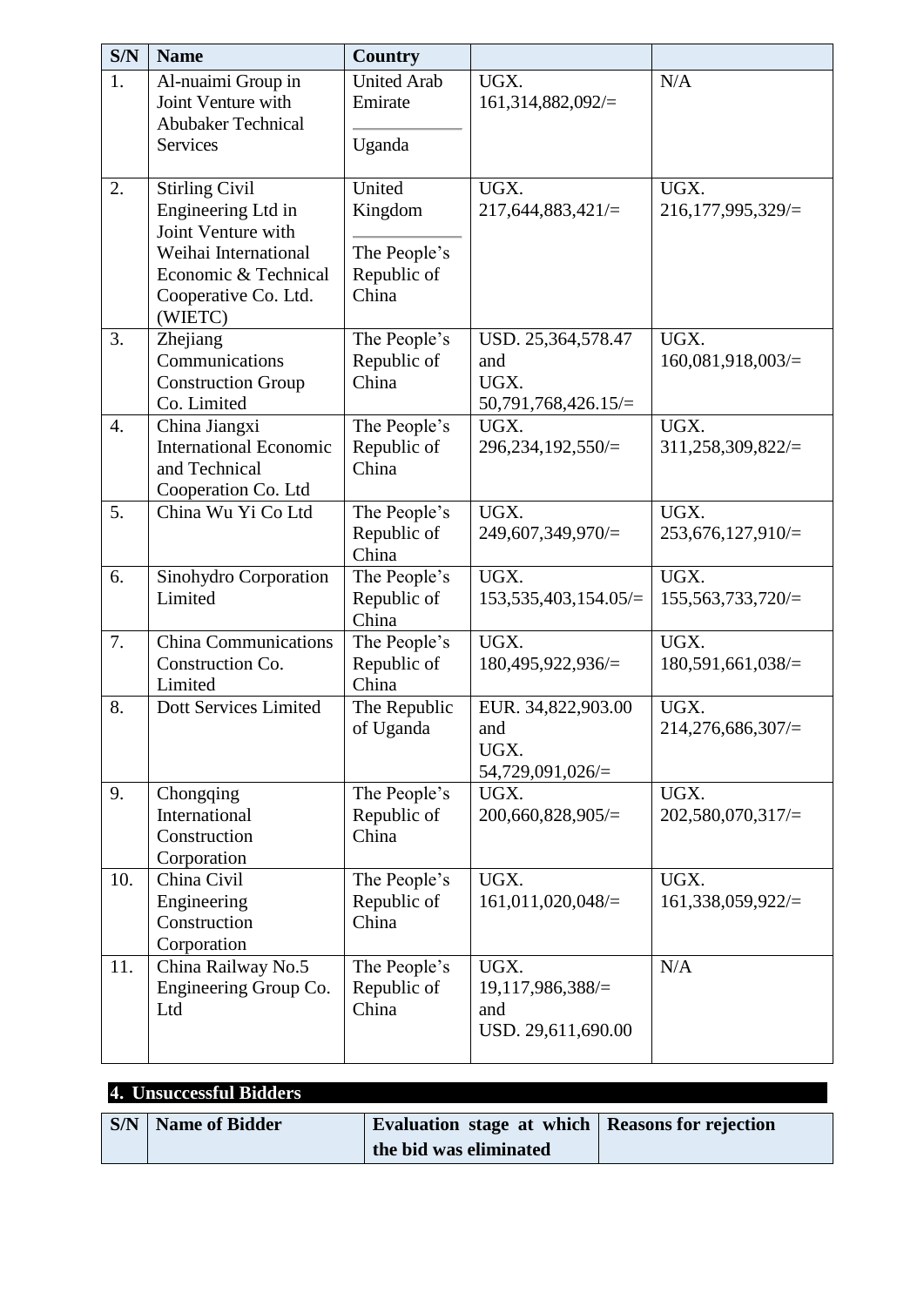| S/N | Name | Country | | |
|---|---|---|---|---|
| 1. | Al-nuaimi Group in Joint Venture with Abubaker Technical Services | United Arab Emirate<br>Uganda | UGX. 161,314,882,092/= | N/A |
| 2. | Stirling Civil Engineering Ltd in Joint Venture with Weihai International Economic & Technical Cooperative Co. Ltd. (WIETC) | United Kingdom<br>The People's Republic of China | UGX. 217,644,883,421/= | UGX. 216,177,995,329/= |
| 3. | Zhejiang Communications Construction Group Co. Limited | The People's Republic of China | USD. 25,364,578.47 and UGX. 50,791,768,426.15/= | UGX. 160,081,918,003/= |
| 4. | China Jiangxi International Economic and Technical Cooperation Co. Ltd | The People's Republic of China | UGX. 296,234,192,550/= | UGX. 311,258,309,822/= |
| 5. | China Wu Yi Co Ltd | The People's Republic of China | UGX. 249,607,349,970/= | UGX. 253,676,127,910/= |
| 6. | Sinohydro Corporation Limited | The People's Republic of China | UGX. 153,535,403,154.05/= | UGX. 155,563,733,720/= |
| 7. | China Communications Construction Co. Limited | The People's Republic of China | UGX. 180,495,922,936/= | UGX. 180,591,661,038/= |
| 8. | Dott Services Limited | The Republic of Uganda | EUR. 34,822,903.00 and UGX. 54,729,091,026/= | UGX. 214,276,686,307/= |
| 9. | Chongqing International Construction Corporation | The People's Republic of China | UGX. 200,660,828,905/= | UGX. 202,580,070,317/= |
| 10. | China Civil Engineering Construction Corporation | The People's Republic of China | UGX. 161,011,020,048/= | UGX. 161,338,059,922/= |
| 11. | China Railway No.5 Engineering Group Co. Ltd | The People's Republic of China | UGX. 19,117,986,388/= and USD. 29,611,690.00 | N/A |

## 4. Unsuccessful Bidders

| S/N | Name of Bidder | Evaluation stage at which the bid was eliminated | Reasons for rejection |
|---|---|---|---|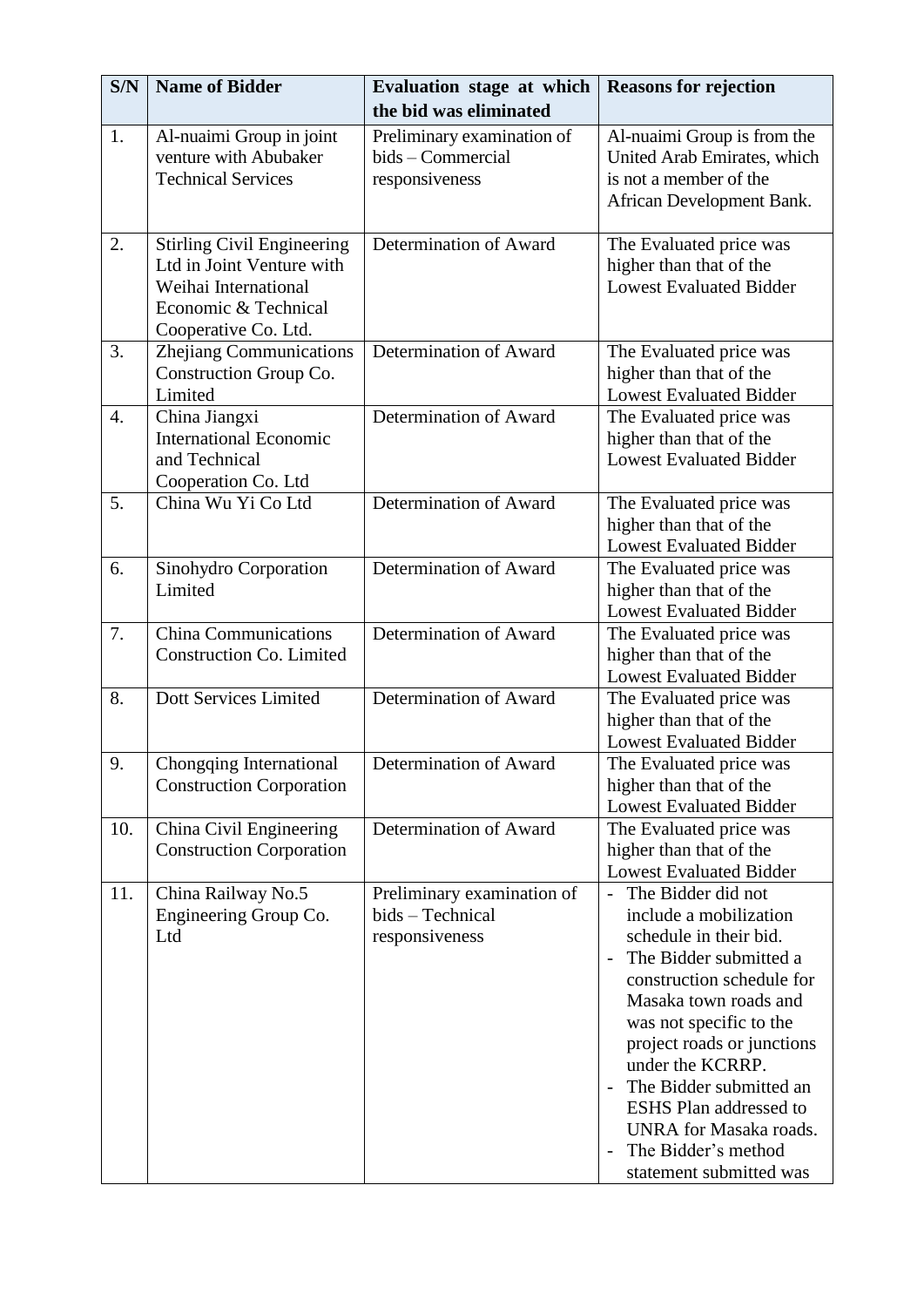| S/N | Name of Bidder | Evaluation stage at which the bid was eliminated | Reasons for rejection |
|---|---|---|---|
| 1. | Al-nuaimi Group in joint venture with Abubaker Technical Services | Preliminary examination of bids – Commercial responsiveness | Al-nuaimi Group is from the United Arab Emirates, which is not a member of the African Development Bank. |
| 2. | Stirling Civil Engineering Ltd in Joint Venture with Weihai International Economic & Technical Cooperative Co. Ltd. | Determination of Award | The Evaluated price was higher than that of the Lowest Evaluated Bidder |
| 3. | Zhejiang Communications Construction Group Co. Limited | Determination of Award | The Evaluated price was higher than that of the Lowest Evaluated Bidder |
| 4. | China Jiangxi International Economic and Technical Cooperation Co. Ltd | Determination of Award | The Evaluated price was higher than that of the Lowest Evaluated Bidder |
| 5. | China Wu Yi Co Ltd | Determination of Award | The Evaluated price was higher than that of the Lowest Evaluated Bidder |
| 6. | Sinohydro Corporation Limited | Determination of Award | The Evaluated price was higher than that of the Lowest Evaluated Bidder |
| 7. | China Communications Construction Co. Limited | Determination of Award | The Evaluated price was higher than that of the Lowest Evaluated Bidder |
| 8. | Dott Services Limited | Determination of Award | The Evaluated price was higher than that of the Lowest Evaluated Bidder |
| 9. | Chongqing International Construction Corporation | Determination of Award | The Evaluated price was higher than that of the Lowest Evaluated Bidder |
| 10. | China Civil Engineering Construction Corporation | Determination of Award | The Evaluated price was higher than that of the Lowest Evaluated Bidder |
| 11. | China Railway No.5 Engineering Group Co. Ltd | Preliminary examination of bids – Technical responsiveness | - The Bidder did not include a mobilization schedule in their bid.<br>- The Bidder submitted a construction schedule for Masaka town roads and was not specific to the project roads or junctions under the KCRRP.<br>- The Bidder submitted an ESHS Plan addressed to UNRA for Masaka roads.<br>- The Bidder's method statement submitted was |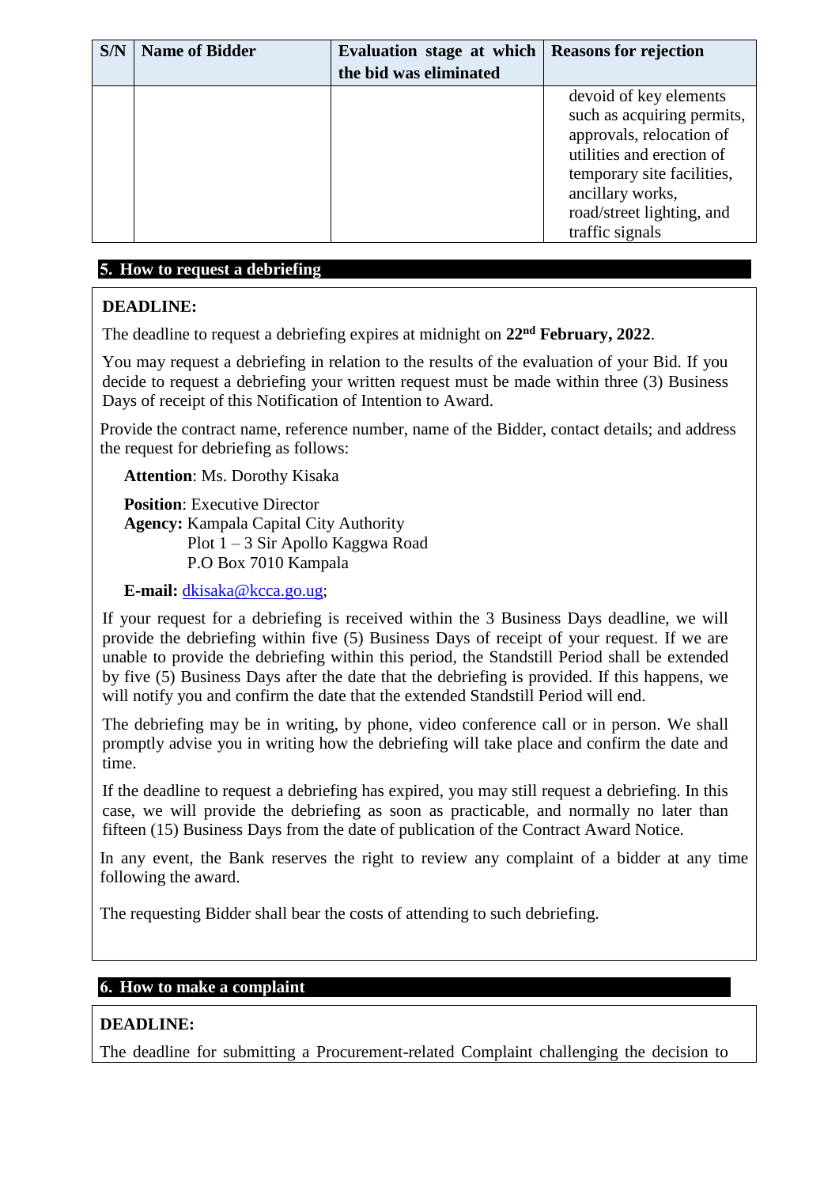| S/N | Name of Bidder | Evaluation stage at which the bid was eliminated | Reasons for rejection |
|---|---|---|---|
| | | | devoid of key elements such as acquiring permits, approvals, relocation of utilities and erection of temporary site facilities, ancillary works, road/street lighting, and traffic signals |

## 5. How to request a debriefing

**DEADLINE:**

The deadline to request a debriefing expires at midnight on **22nd February, 2022**.

You may request a debriefing in relation to the results of the evaluation of your Bid. If you decide to request a debriefing your written request must be made within three (3) Business Days of receipt of this Notification of Intention to Award.

Provide the contract name, reference number, name of the Bidder, contact details; and address the request for debriefing as follows:

**Attention**: Ms. Dorothy Kisaka

**Position**: Executive Director
**Agency:** Kampala Capital City Authority
Plot 1 – 3 Sir Apollo Kaggwa Road
P.O Box 7010 Kampala

**E-mail:** dkisaka@kcca.go.ug;

If your request for a debriefing is received within the 3 Business Days deadline, we will provide the debriefing within five (5) Business Days of receipt of your request. If we are unable to provide the debriefing within this period, the Standstill Period shall be extended by five (5) Business Days after the date that the debriefing is provided. If this happens, we will notify you and confirm the date that the extended Standstill Period will end.

The debriefing may be in writing, by phone, video conference call or in person. We shall promptly advise you in writing how the debriefing will take place and confirm the date and time.

If the deadline to request a debriefing has expired, you may still request a debriefing. In this case, we will provide the debriefing as soon as practicable, and normally no later than fifteen (15) Business Days from the date of publication of the Contract Award Notice.

In any event, the Bank reserves the right to review any complaint of a bidder at any time following the award.

The requesting Bidder shall bear the costs of attending to such debriefing.

## 6. How to make a complaint

**DEADLINE:**

The deadline for submitting a Procurement-related Complaint challenging the decision to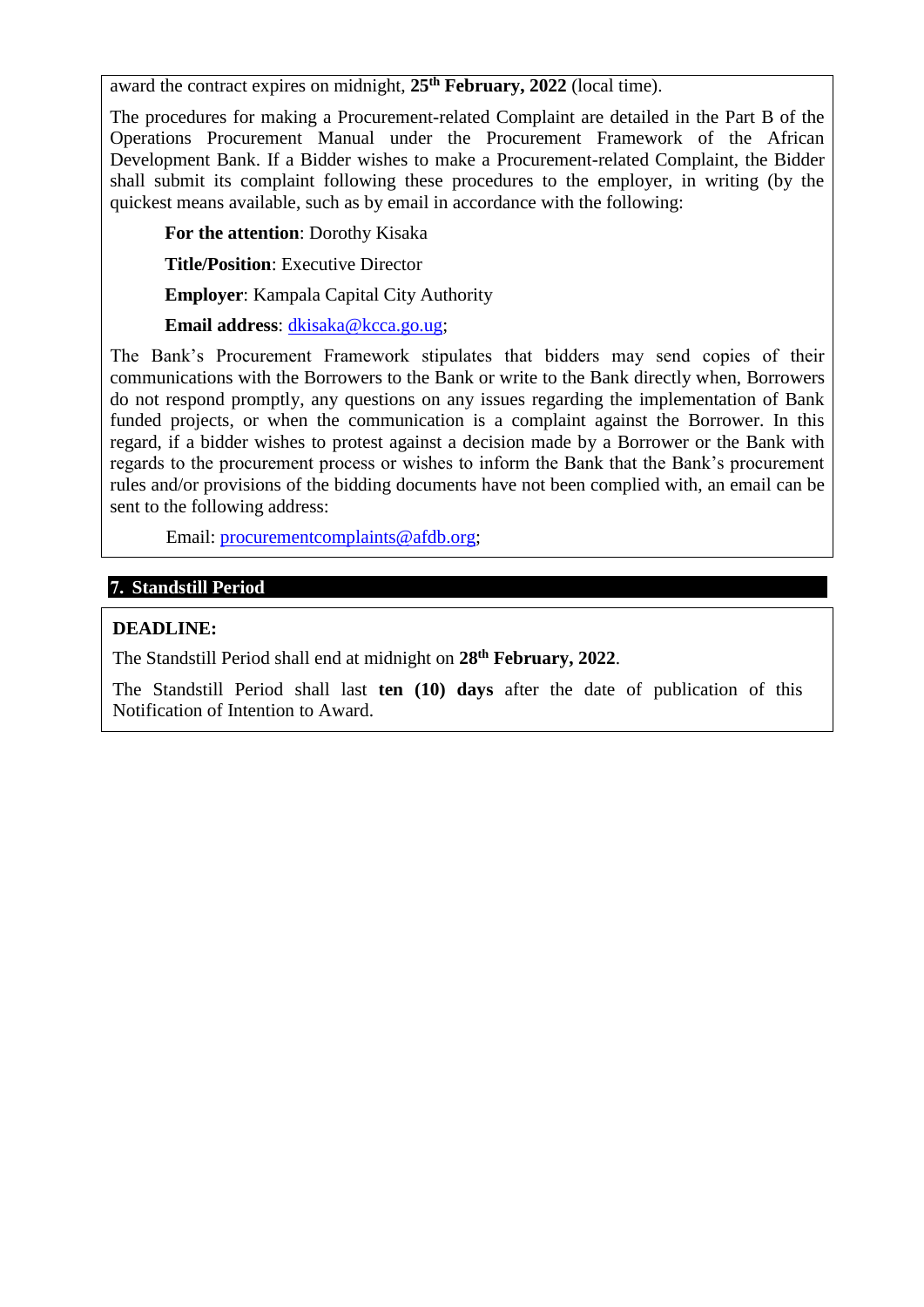award the contract expires on midnight, **25th February, 2022** (local time).

The procedures for making a Procurement-related Complaint are detailed in the Part B of the Operations Procurement Manual under the Procurement Framework of the African Development Bank. If a Bidder wishes to make a Procurement-related Complaint, the Bidder shall submit its complaint following these procedures to the employer, in writing (by the quickest means available, such as by email in accordance with the following:

**For the attention**: Dorothy Kisaka

**Title/Position**: Executive Director

**Employer**: Kampala Capital City Authority

**Email address**: dkisaka@kcca.go.ug;

The Bank's Procurement Framework stipulates that bidders may send copies of their communications with the Borrowers to the Bank or write to the Bank directly when, Borrowers do not respond promptly, any questions on any issues regarding the implementation of Bank funded projects, or when the communication is a complaint against the Borrower. In this regard, if a bidder wishes to protest against a decision made by a Borrower or the Bank with regards to the procurement process or wishes to inform the Bank that the Bank's procurement rules and/or provisions of the bidding documents have not been complied with, an email can be sent to the following address:

Email: procurementcomplaints@afdb.org;

## 7. Standstill Period

**DEADLINE:**

The Standstill Period shall end at midnight on **28th February, 2022**.

The Standstill Period shall last **ten (10) days** after the date of publication of this Notification of Intention to Award.